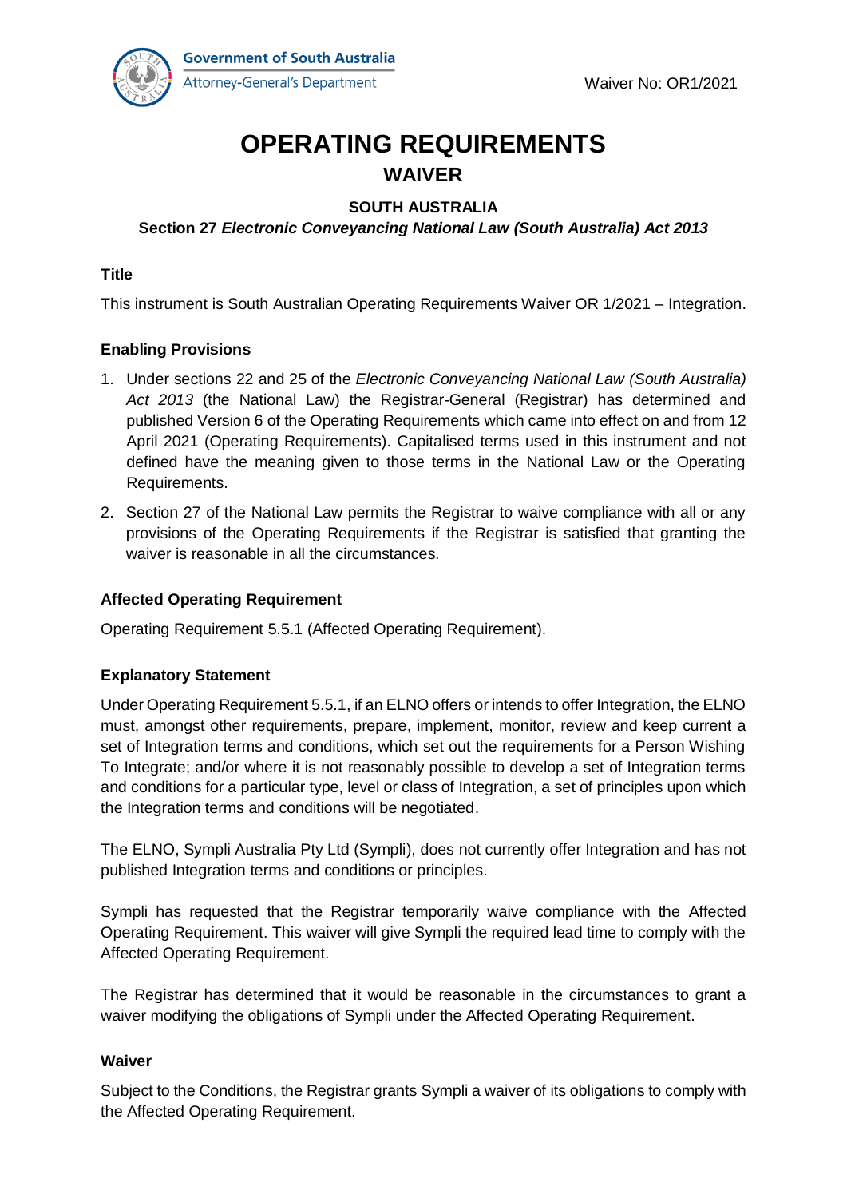Government of South Australia
Attorney-General's Department

Waiver No: OR1/2021

# OPERATING REQUIREMENTS

## WAIVER

**SOUTH AUSTRALIA**

**Section 27 *Electronic Conveyancing National Law (South Australia) Act 2013***

### Title

This instrument is South Australian Operating Requirements Waiver OR 1/2021 – Integration.

### Enabling Provisions

1. Under sections 22 and 25 of the *Electronic Conveyancing National Law (South Australia) Act 2013* (the National Law) the Registrar-General (Registrar) has determined and published Version 6 of the Operating Requirements which came into effect on and from 12 April 2021 (Operating Requirements). Capitalised terms used in this instrument and not defined have the meaning given to those terms in the National Law or the Operating Requirements.
2. Section 27 of the National Law permits the Registrar to waive compliance with all or any provisions of the Operating Requirements if the Registrar is satisfied that granting the waiver is reasonable in all the circumstances.

### Affected Operating Requirement

Operating Requirement 5.5.1 (Affected Operating Requirement).

### Explanatory Statement

Under Operating Requirement 5.5.1, if an ELNO offers or intends to offer Integration, the ELNO must, amongst other requirements, prepare, implement, monitor, review and keep current a set of Integration terms and conditions, which set out the requirements for a Person Wishing To Integrate; and/or where it is not reasonably possible to develop a set of Integration terms and conditions for a particular type, level or class of Integration, a set of principles upon which the Integration terms and conditions will be negotiated.

The ELNO, Sympli Australia Pty Ltd (Sympli), does not currently offer Integration and has not published Integration terms and conditions or principles.

Sympli has requested that the Registrar temporarily waive compliance with the Affected Operating Requirement. This waiver will give Sympli the required lead time to comply with the Affected Operating Requirement.

The Registrar has determined that it would be reasonable in the circumstances to grant a waiver modifying the obligations of Sympli under the Affected Operating Requirement.

### Waiver

Subject to the Conditions, the Registrar grants Sympli a waiver of its obligations to comply with the Affected Operating Requirement.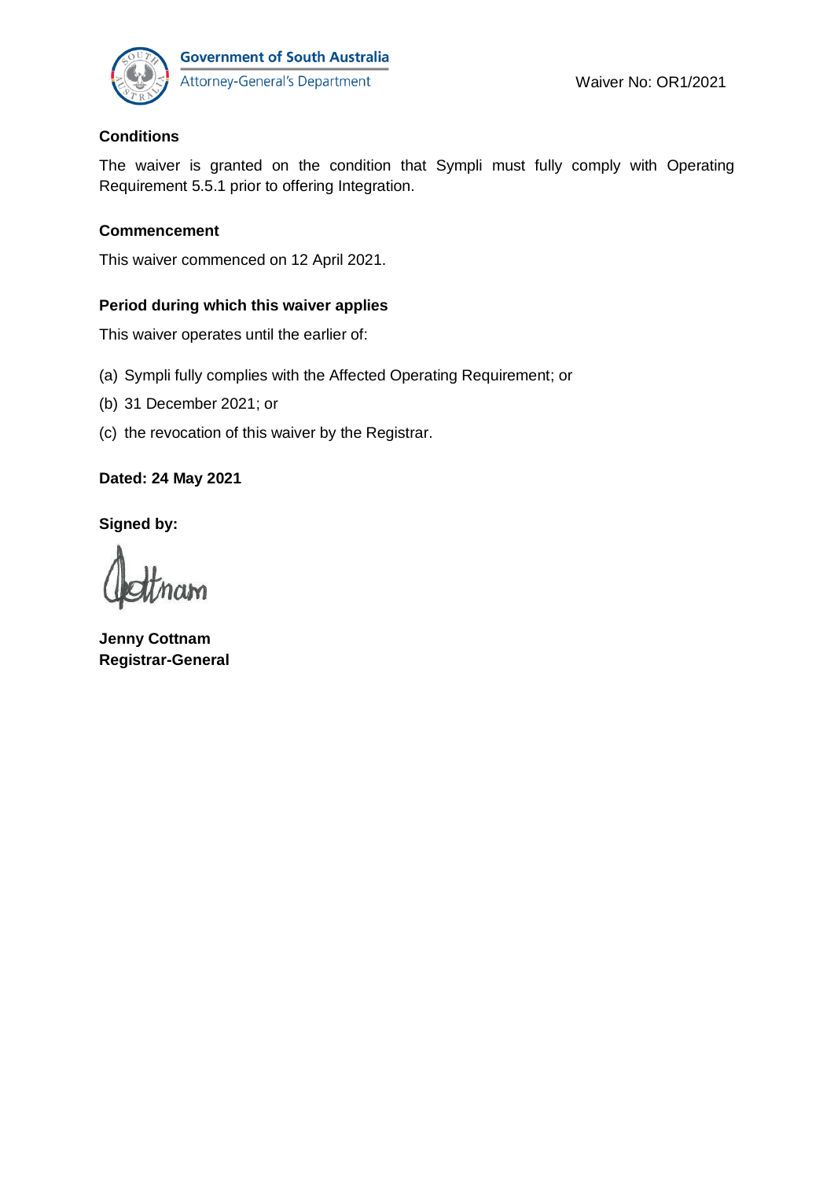Waiver No: OR1/2021

### Conditions

The waiver is granted on the condition that Sympli must fully comply with Operating Requirement 5.5.1 prior to offering Integration.

### Commencement

This waiver commenced on 12 April 2021.

### Period during which this waiver applies

This waiver operates until the earlier of:

(a) Sympli fully complies with the Affected Operating Requirement; or

(b) 31 December 2021; or

(c) the revocation of this waiver by the Registrar.

**Dated: 24 May 2021**

**Signed by:**

**Jenny Cottnam**
**Registrar-General**